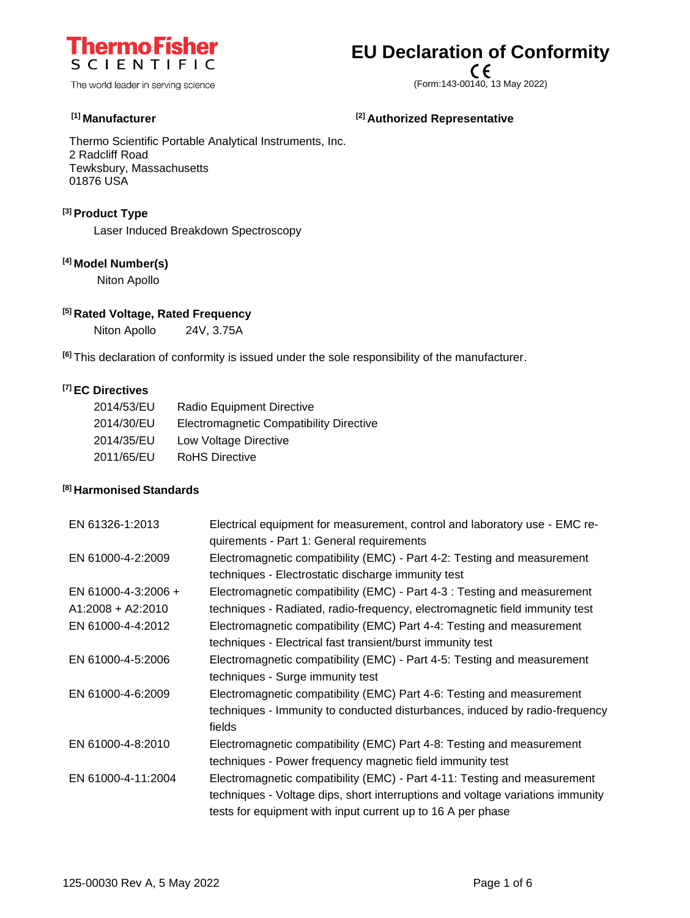**Thermo Fisher SCIENTIFIC**

The world leader in serving science

# EU Declaration of Conformity

CE

(Form:143-00140, 13 May 2022)

### [1] Manufacturer

Thermo Scientific Portable Analytical Instruments, Inc.
2 Radcliff Road
Tewksbury, Massachusetts
01876 USA

### [2] Authorized Representative

### [3] Product Type

Laser Induced Breakdown Spectroscopy

### [4] Model Number(s)

Niton Apollo

### [5] Rated Voltage, Rated Frequency

Niton Apollo    24V, 3.75A

[6] This declaration of conformity is issued under the sole responsibility of the manufacturer.

### [7] EC Directives

| | |
|---|---|
| 2014/53/EU | Radio Equipment Directive |
| 2014/30/EU | Electromagnetic Compatibility Directive |
| 2014/35/EU | Low Voltage Directive |
| 2011/65/EU | RoHS Directive |

### [8] Harmonised Standards

| | |
|---|---|
| EN 61326-1:2013 | Electrical equipment for measurement, control and laboratory use - EMC requirements - Part 1: General requirements |
| EN 61000-4-2:2009 | Electromagnetic compatibility (EMC) - Part 4-2: Testing and measurement techniques - Electrostatic discharge immunity test |
| EN 61000-4-3:2006 + A1:2008 + A2:2010 | Electromagnetic compatibility (EMC) - Part 4-3 : Testing and measurement techniques - Radiated, radio-frequency, electromagnetic field immunity test |
| EN 61000-4-4:2012 | Electromagnetic compatibility (EMC) Part 4-4: Testing and measurement techniques - Electrical fast transient/burst immunity test |
| EN 61000-4-5:2006 | Electromagnetic compatibility (EMC) - Part 4-5: Testing and measurement techniques - Surge immunity test |
| EN 61000-4-6:2009 | Electromagnetic compatibility (EMC) Part 4-6: Testing and measurement techniques - Immunity to conducted disturbances, induced by radio-frequency fields |
| EN 61000-4-8:2010 | Electromagnetic compatibility (EMC) Part 4-8: Testing and measurement techniques - Power frequency magnetic field immunity test |
| EN 61000-4-11:2004 | Electromagnetic compatibility (EMC) - Part 4-11: Testing and measurement techniques - Voltage dips, short interruptions and voltage variations immunity tests for equipment with input current up to 16 A per phase |

125-00030 Rev A, 5 May 2022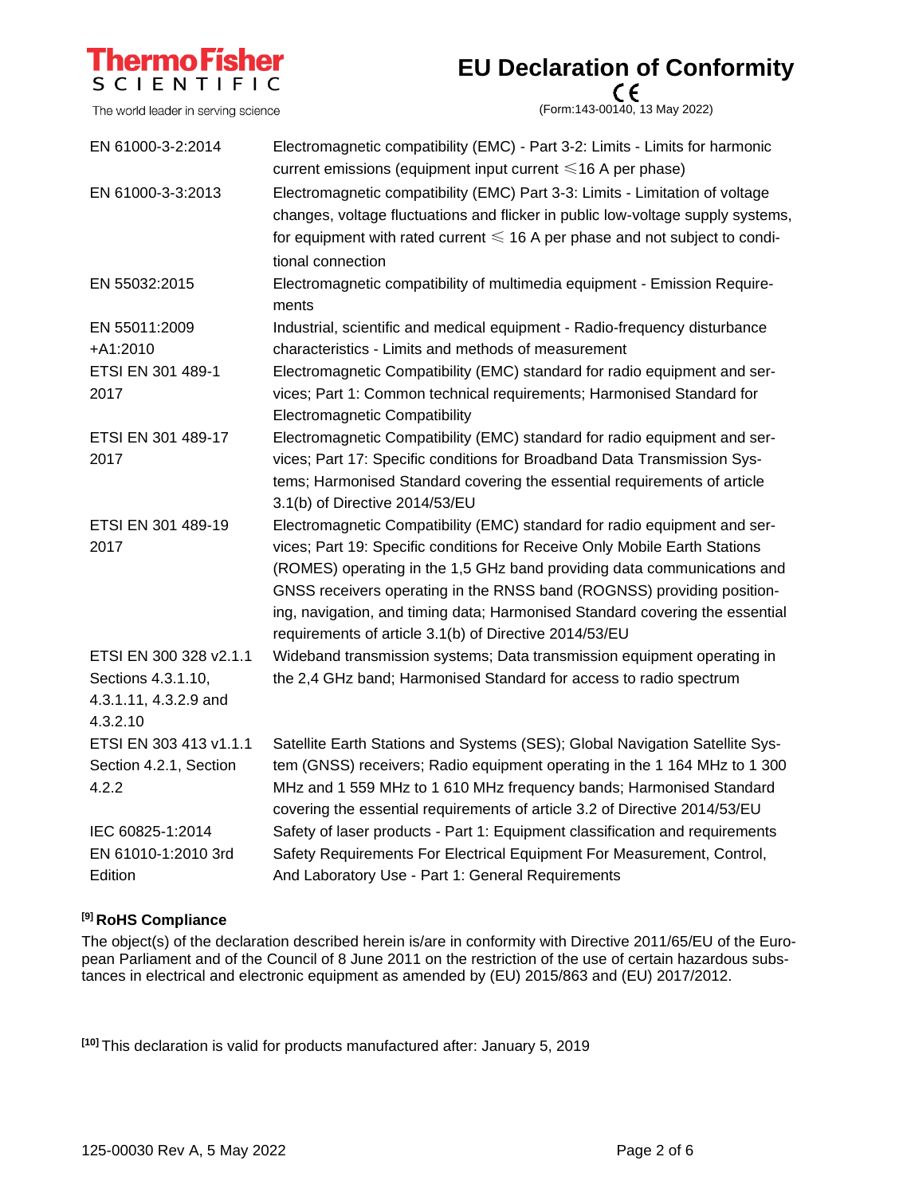| | |
|---|---|
| EN 61000-3-2:2014 | Electromagnetic compatibility (EMC) - Part 3-2: Limits - Limits for harmonic current emissions (equipment input current ≤16 A per phase) |
| EN 61000-3-3:2013 | Electromagnetic compatibility (EMC) Part 3-3: Limits - Limitation of voltage changes, voltage fluctuations and flicker in public low-voltage supply systems, for equipment with rated current ≤ 16 A per phase and not subject to conditional connection |
| EN 55032:2015 | Electromagnetic compatibility of multimedia equipment - Emission Requirements |
| EN 55011:2009 +A1:2010 | Industrial, scientific and medical equipment - Radio-frequency disturbance characteristics - Limits and methods of measurement |
| ETSI EN 301 489-1 2017 | Electromagnetic Compatibility (EMC) standard for radio equipment and services; Part 1: Common technical requirements; Harmonised Standard for Electromagnetic Compatibility |
| ETSI EN 301 489-17 2017 | Electromagnetic Compatibility (EMC) standard for radio equipment and services; Part 17: Specific conditions for Broadband Data Transmission Systems; Harmonised Standard covering the essential requirements of article 3.1(b) of Directive 2014/53/EU |
| ETSI EN 301 489-19 2017 | Electromagnetic Compatibility (EMC) standard for radio equipment and services; Part 19: Specific conditions for Receive Only Mobile Earth Stations (ROMES) operating in the 1,5 GHz band providing data communications and GNSS receivers operating in the RNSS band (ROGNSS) providing positioning, navigation, and timing data; Harmonised Standard covering the essential requirements of article 3.1(b) of Directive 2014/53/EU |
| ETSI EN 300 328 v2.1.1 Sections 4.3.1.10, 4.3.1.11, 4.3.2.9 and 4.3.2.10 | Wideband transmission systems; Data transmission equipment operating in the 2,4 GHz band; Harmonised Standard for access to radio spectrum |
| ETSI EN 303 413 v1.1.1 Section 4.2.1, Section 4.2.2 | Satellite Earth Stations and Systems (SES); Global Navigation Satellite System (GNSS) receivers; Radio equipment operating in the 1 164 MHz to 1 300 MHz and 1 559 MHz to 1 610 MHz frequency bands; Harmonised Standard covering the essential requirements of article 3.2 of Directive 2014/53/EU |
| IEC 60825-1:2014 | Safety of laser products - Part 1: Equipment classification and requirements |
| EN 61010-1:2010 3rd Edition | Safety Requirements For Electrical Equipment For Measurement, Control, And Laboratory Use - Part 1: General Requirements |

**[9] RoHS Compliance**

The object(s) of the declaration described herein is/are in conformity with Directive 2011/65/EU of the European Parliament and of the Council of 8 June 2011 on the restriction of the use of certain hazardous substances in electrical and electronic equipment as amended by (EU) 2015/863 and (EU) 2017/2012.

[10] This declaration is valid for products manufactured after: January 5, 2019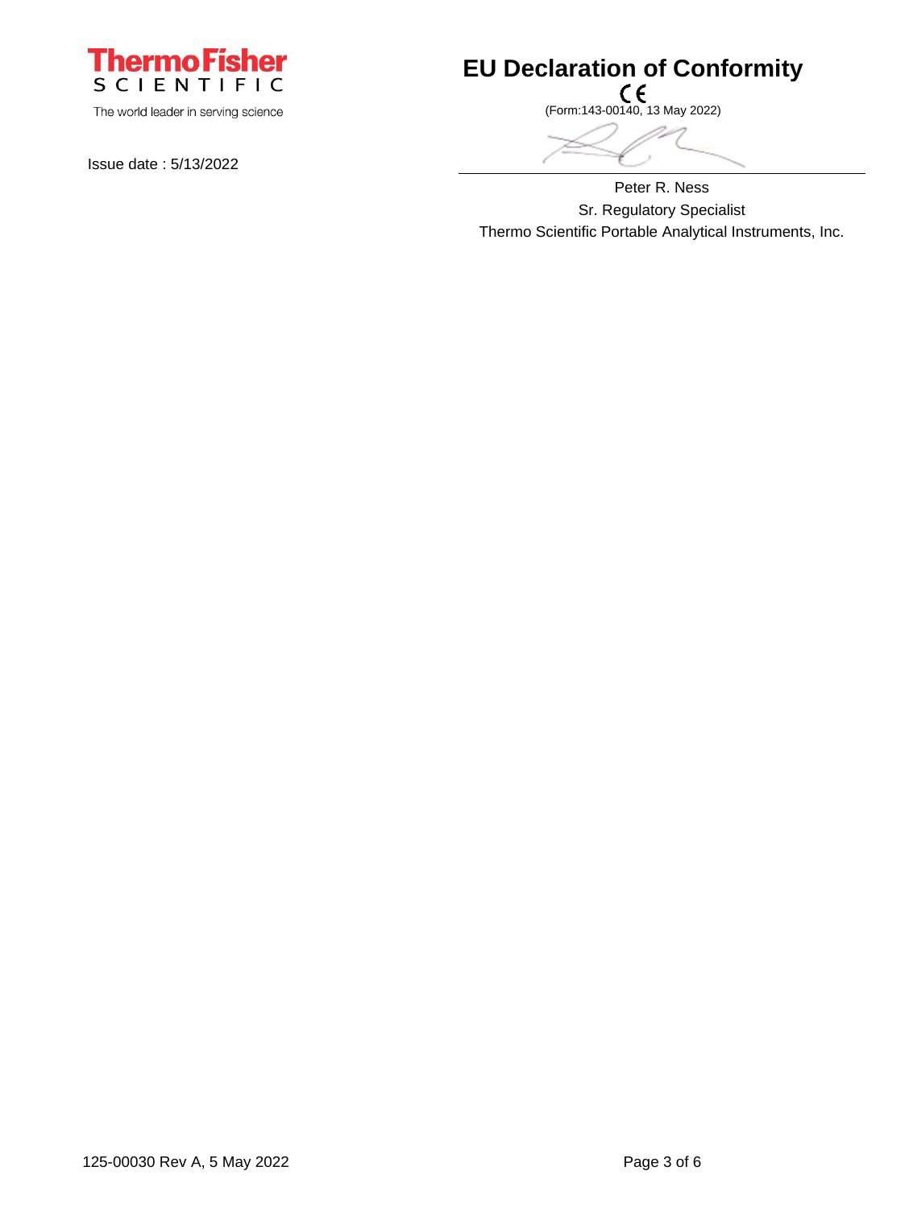ThermoFisher SCIENTIFIC

The world leader in serving science

# EU Declaration of Conformity

CE

(Form:143-00140, 13 May 2022)

Issue date : 5/13/2022

Peter R. Ness

Sr. Regulatory Specialist

Thermo Scientific Portable Analytical Instruments, Inc.

125-00030 Rev A, 5 May 2022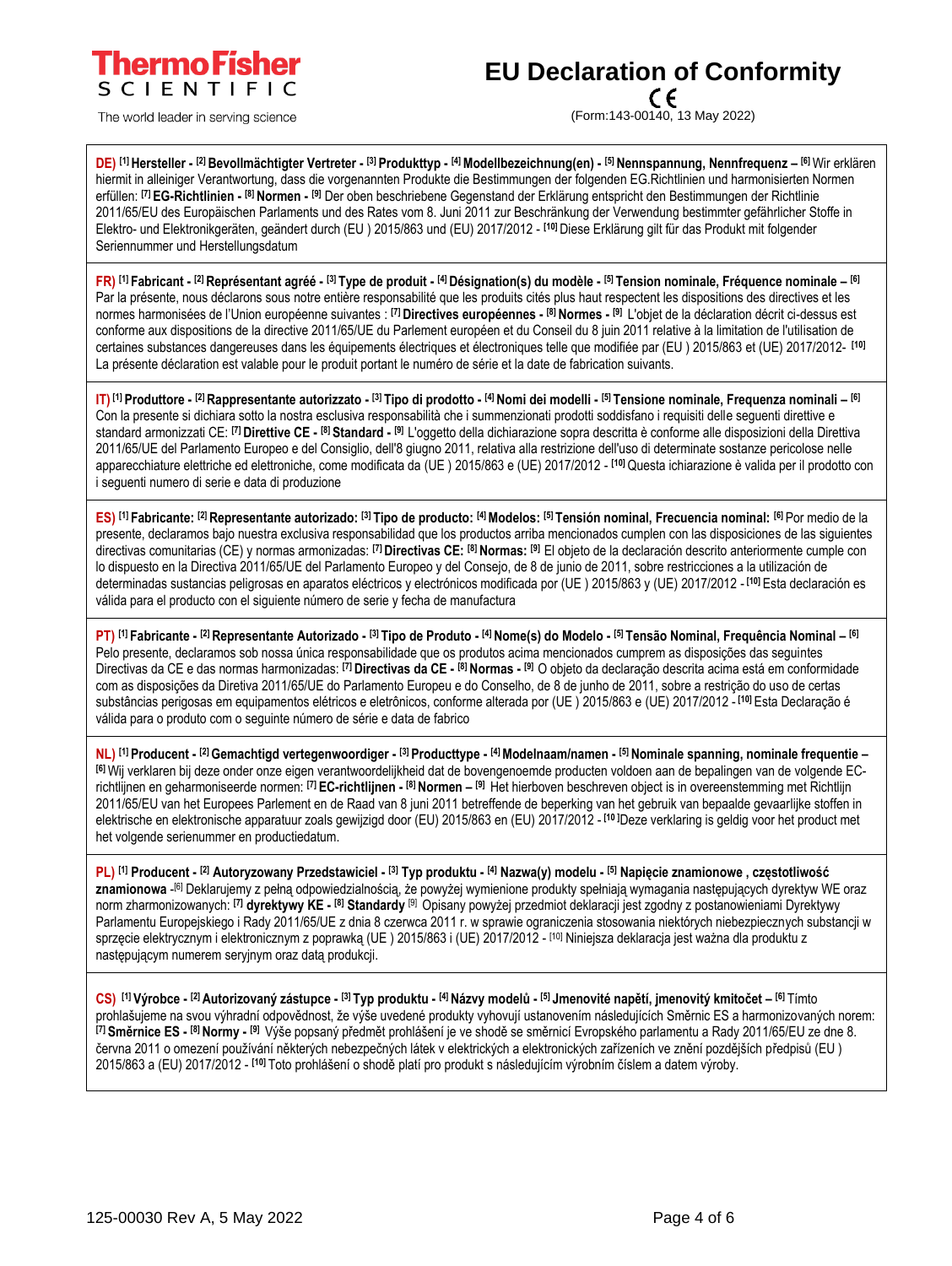**Thermo Fisher SCIENTIFIC**

The world leader in serving science

# EU Declaration of Conformity

CE

(Form:143-00140, 13 May 2022)

**DE)** **[1] Hersteller - [2] Bevollmächtigter Vertreter - [3] Produkttyp - [4] Modellbezeichnung(en) - [5] Nennspannung, Nennfrequenz – [6]** Wir erklären hiermit in alleiniger Verantwortung, dass die vorgenannten Produkte die Bestimmungen der folgenden EG.Richtlinien und harmonisierten Normen erfüllen: **[7] EG-Richtlinien - [8] Normen - [9]** Der oben beschriebene Gegenstand der Erklärung entspricht den Bestimmungen der Richtlinie 2011/65/EU des Europäischen Parlaments und des Rates vom 8. Juni 2011 zur Beschränkung der Verwendung bestimmter gefährlicher Stoffe in Elektro- und Elektronikgeräten, geändert durch (EU ) 2015/863 und (EU) 2017/2012 - **[10]** Diese Erklärung gilt für das Produkt mit folgender Seriennummer und Herstellungsdatum

**FR)** **[1] Fabricant - [2] Représentant agréé - [3] Type de produit - [4] Désignation(s) du modèle - [5] Tension nominale, Fréquence nominale – [6]** Par la présente, nous déclarons sous notre entière responsabilité que les produits cités plus haut respectent les dispositions des directives et les normes harmonisées de l'Union européenne suivantes : **[7] Directives européennes - [8] Normes - [9]** L'objet de la déclaration décrit ci-dessus est conforme aux dispositions de la directive 2011/65/UE du Parlement européen et du Conseil du 8 juin 2011 relative à la limitation de l'utilisation de certaines substances dangereuses dans les équipements électriques et électroniques telle que modifiée par (EU ) 2015/863 et (UE) 2017/2012- **[10]** La présente déclaration est valable pour le produit portant le numéro de série et la date de fabrication suivants.

**IT)** **[1] Produttore - [2] Rappresentante autorizzato - [3] Tipo di prodotto - [4] Nomi dei modelli - [5] Tensione nominale, Frequenza nominali – [6]** Con la presente si dichiara sotto la nostra esclusiva responsabilità che i summenzionati prodotti soddisfano i requisiti delle seguenti direttive e standard armonizzati CE: **[7] Direttive CE - [8] Standard - [9]** L'oggetto della dichiarazione sopra descritta è conforme alle disposizioni della Direttiva 2011/65/UE del Parlamento Europeo e del Consiglio, dell'8 giugno 2011, relativa alla restrizione dell'uso di determinate sostanze pericolose nelle apparecchiature elettriche ed elettroniche, come modificata da (UE ) 2015/863 e (UE) 2017/2012 - **[10]** Questa ichiarazione è valida per il prodotto con i seguenti numero di serie e data di produzione

**ES)** **[1] Fabricante: [2] Representante autorizado: [3] Tipo de producto: [4] Modelos: [5] Tensión nominal, Frecuencia nominal: [6]** Por medio de la presente, declaramos bajo nuestra exclusiva responsabilidad que los productos arriba mencionados cumplen con las disposiciones de las siguientes directivas comunitarias (CE) y normas armonizadas: **[7] Directivas CE: [8] Normas: [9]** El objeto de la declaración descrito anteriormente cumple con lo dispuesto en la Directiva 2011/65/UE del Parlamento Europeo y del Consejo, de 8 de junio de 2011, sobre restricciones a la utilización de determinadas sustancias peligrosas en aparatos eléctricos y electrónicos modificada por (UE ) 2015/863 y (UE) 2017/2012 - **[10]** Esta declaración es válida para el producto con el siguiente número de serie y fecha de manufactura

**PT)** **[1] Fabricante - [2] Representante Autorizado - [3] Tipo de Produto - [4] Nome(s) do Modelo - [5] Tensão Nominal, Frequência Nominal – [6]** Pelo presente, declaramos sob nossa única responsabilidade que os produtos acima mencionados cumprem as disposições das seguintes Directivas da CE e das normas harmonizadas: **[7] Directivas da CE - [8] Normas - [9]** O objeto da declaração descrita acima está em conformidade com as disposições da Diretiva 2011/65/UE do Parlamento Europeu e do Conselho, de 8 de junho de 2011, sobre a restrição do uso de certas substâncias perigosas em equipamentos elétricos e eletrônicos, conforme alterada por (UE ) 2015/863 e (UE) 2017/2012 - **[10]** Esta Declaração é válida para o produto com o seguinte número de série e data de fabrico

**NL)** **[1] Producent - [2] Gemachtigd vertegenwoordiger - [3] Producttype - [4] Modelnaam/namen - [5] Nominale spanning, nominale frequentie – [6]** Wij verklaren bij deze onder onze eigen verantwoordelijkheid dat de bovengenoemde producten voldoen aan de bepalingen van de volgende EC-richtlijnen en geharmoniseerde normen: **[7] EC-richtlijnen - [8] Normen – [9]** Het hierboven beschreven object is in overeenstemming met Richtlijn 2011/65/EU van het Europees Parlement en de Raad van 8 juni 2011 betreffende de beperking van het gebruik van bepaalde gevaarlijke stoffen in elektrische en elektronische apparatuur zoals gewijzigd door (EU) 2015/863 en (EU) 2017/2012 - **[10]** Deze verklaring is geldig voor het product met het volgende serienummer en productiedatum.

**PL)** **[1] Producent - [2] Autoryzowany Przedstawiciel - [3] Typ produktu - [4] Nazwa(y) modelu - [5] Napięcie znamionowe , częstotliwość znamionowa** -[6] Deklarujemy z pełną odpowiedzialnością, że powyżej wymienione produkty spełniają wymagania następujących dyrektyw WE oraz norm zharmonizowanych: **[7] dyrektywy KE - [8] Standardy** [9] Opisany powyżej przedmiot deklaracji jest zgodny z postanowieniami Dyrektywy Parlamentu Europejskiego i Rady 2011/65/UE z dnia 8 czerwca 2011 r. w sprawie ograniczenia stosowania niektórych niebezpiecznych substancji w sprzęcie elektrycznym i elektronicznym z poprawką (UE ) 2015/863 i (UE) 2017/2012 - [10] Niniejsza deklaracja jest ważna dla produktu z następującym numerem seryjnym oraz datą produkcji.

**CS)** **[1] Výrobce - [2] Autorizovaný zástupce - [3] Typ produktu - [4] Názvy modelů - [5] Jmenovité napětí, jmenovitý kmitočet – [6]** Tímto prohlašujeme na svou výhradní odpovědnost, že výše uvedené produkty vyhovují ustanovením následujících Směrnic ES a harmonizovaných norem: **[7] Směrnice ES - [8] Normy - [9]** Výše popsaný předmět prohlášení je ve shodě se směrnicí Evropského parlamentu a Rady 2011/65/EU ze dne 8. června 2011 o omezení používání některých nebezpečných látek v elektrických a elektronických zařízeních ve znění pozdějších předpisů (EU ) 2015/863 a (EU) 2017/2012 - **[10]** Toto prohlášení o shodě platí pro produkt s následujícím výrobním číslem a datem výroby.

125-00030 Rev A, 5 May 2022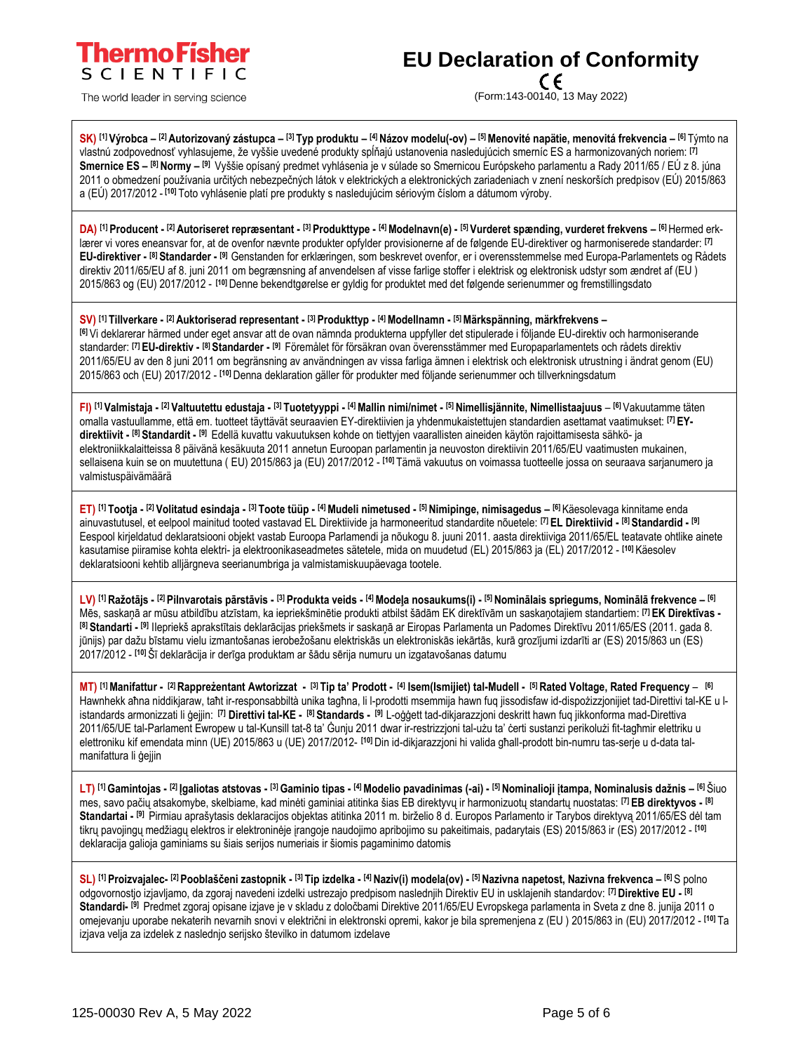# EU Declaration of Conformity

CE

(Form:143-00140, 13 May 2022)

ThermoFisher SCIENTIFIC — The world leader in serving science

SK) [1] **Výrobca** – [2] **Autorizovaný zástupca** – [3] **Typ produktu** – [4] **Názov modelu(-ov)** – [5] **Menovité napätie, menovitá frekvencia** – [6] Týmto na vlastnú zodpovednosť vyhlasujeme, že vyššie uvedené produkty spĺňajú ustanovenia nasledujúcich smerníc ES a harmonizovaných noriem: [7] **Smernice ES** – [8] **Normy** – [9] Vyššie opísaný predmet vyhlásenia je v súlade so Smernicou Európskeho parlamentu a Rady 2011/65 / EÚ z 8. júna 2011 o obmedzení používania určitých nebezpečných látok v elektrických a elektronických zariadeniach v znení neskorších predpisov (EÚ) 2015/863 a (EÚ) 2017/2012 - [10] Toto vyhlásenie platí pre produkty s nasledujúcim sériovým číslom a dátumom výroby.

DA) [1] **Producent** - [2] **Autoriseret repræsentant** - [3] **Produkttype** - [4] **Modelnavn(e)** - [5] **Vurderet spænding, vurderet frekvens** – [6] Hermed erklærer vi vores eneansvar for, at de ovenfor nævnte produkter opfylder provisionerne af de følgende EU-direktiver og harmoniserede standarder: [7] **EU-direktiver** - [8] **Standarder** - [9] Genstanden for erklæringen, som beskrevet ovenfor, er i overensstemmelse med Europa-Parlamentets og Rådets direktiv 2011/65/EU af 8. juni 2011 om begrænsning af anvendelsen af visse farlige stoffer i elektrisk og elektronisk udstyr som ændret af (EU ) 2015/863 og (EU) 2017/2012 - [10] Denne bekendtgørelse er gyldig for produktet med det følgende serienummer og fremstillingsdato

SV) [1] **Tillverkare** - [2] **Auktoriserad representant** - [3] **Produkttyp** - [4] **Modellnamn** - [5] **Märkspänning, märkfrekvens** –
[6] Vi deklarerar härmed under eget ansvar att de ovan nämnda produkterna uppfyller det stipulerade i följande EU-direktiv och harmoniserande standarder: [7] **EU-direktiv** - [8] **Standarder** - [9] Föremålet för försäkran ovan överensstämmer med Europaparlamentets och rådets direktiv 2011/65/EU av den 8 juni 2011 om begränsning av användningen av vissa farliga ämnen i elektrisk och elektronisk utrustning i ändrat genom (EU) 2015/863 och (EU) 2017/2012 - [10] Denna deklaration gäller för produkter med följande serienummer och tillverkningsdatum

FI) [1] **Valmistaja** - [2] **Valtuutettu edustaja** - [3] **Tuotetyyppi** - [4] **Mallin nimi/nimet** - [5] **Nimellisjännite, Nimellistaajuus** – [6] Vakuutamme täten omalla vastuullamme, että em. tuotteet täyttävät seuraavien EY-direktiivien ja yhdenmukaistettujen standardien asettamat vaatimukset: [7] **EY-direktiivit** - [8] **Standardit** - [9] Edellä kuvattu vakuutuksen kohde on tiettyjen vaarallisten aineiden käytön rajoittamisesta sähkö- ja elektroniikkalaitteissa 8 päivänä kesäkuuta 2011 annetun Euroopan parlamentin ja neuvoston direktiivin 2011/65/EU vaatimusten mukainen, sellaisena kuin se on muutettuna ( EU) 2015/863 ja (EU) 2017/2012 - [10] Tämä vakuutus on voimassa tuotteelle jossa on seuraava sarjanumero ja valmistuspäivämäärä

ET) [1] **Tootja** - [2] **Volitatud esindaja** - [3] **Toote tüüp** - [4] **Mudeli nimetused** - [5] **Nimipinge, nimisagedus** – [6] Käesolevaga kinnitame enda ainuvastutusel, et eelpool mainitud tooted vastavad EL Direktiivide ja harmoneeritud standardite nõuetele: [7] **EL Direktiivid** - [8] **Standardid** - [9] Eespool kirjeldatud deklaratsiooni objekt vastab Euroopa Parlamendi ja nõukogu 8. juuni 2011. aasta direktiiviga 2011/65/EL teatavate ohtlike ainete kasutamise piiramise kohta elektri- ja elektroonikaseadmetes sätetele, mida on muudetud (EL) 2015/863 ja (EL) 2017/2012 - [10] Käesolev deklaratsiooni kehtib alljärgneva seerianumbriga ja valmistamiskuupäevaga tootele.

LV) [1] **Ražotājs** - [2] **Pilnvarotais pārstāvis** - [3] **Produkta veids** - [4] **Modeļa nosaukums(i)** - [5] **Nominālais spriegums, Nominālā frekvence** – [6] Mēs, saskaņā ar mūsu atbildību atzīstam, ka iepriekšminētie produkti atbilst šādām EK direktīvām un saskaņotajiem standartiem: [7] **EK Direktīvas** - [8] **Standarti** - [9] Iepriekš aprakstītais deklarācijas priekšmets ir saskaņā ar Eiropas Parlamenta un Padomes Direktīvu 2011/65/ES (2011. gada 8. jūnijs) par dažu bīstamu vielu izmantošanas ierobežošanu elektriskās un elektroniskās iekārtās, kurā grozījumi izdarīti ar (ES) 2015/863 un (ES) 2017/2012 - [10] Šī deklarācija ir derīga produktam ar šādu sērija numuru un izgatavošanas datumu

MT) [1] **Manifattur** - [2] **Rappreżentant Awtorizzat** - [3] **Tip ta' Prodott** - [4] **Isem(Ismijiet) tal-Mudell** - [5] **Rated Voltage, Rated Frequency** – [6] Hawnhekk aħna niddikjaraw, taħt ir-responsabbiltà unika tagħna, li l-prodotti msemmija hawn fuq jissodisfaw id-dispożizzjonijiet tad-Direttivi tal-KE u l-istandards armonizzati li ġejjin: [7] **Direttivi tal-KE** - [8] **Standards** - [9] L-oġġett tad-dikjarazzjoni deskritt hawn fuq jikkonforma mad-Direttiva 2011/65/UE tal-Parlament Ewropew u tal-Kunsill tat-8 ta' Ġunju 2011 dwar ir-restrizzjoni tal-użu ta' ċerti sustanzi perikolużi fit-tagħmir elettriku u elettroniku kif emendata minn (UE) 2015/863 u (UE) 2017/2012- [10] Din id-dikjarazzjoni hi valida għall-prodott bin-numru tas-serje u d-data tal-manifattura li ġejjin

LT) [1] **Gamintojas** - [2] **Įgaliotas atstovas** - [3] **Gaminio tipas** - [4] **Modelio pavadinimas (-ai)** - [5] **Nominalioji įtampa, Nominalusis dažnis** – [6] Šiuo mes, savo pačių atsakomybe, skelbiame, kad minėti gaminiai atitinka šias EB direktyvų ir harmonizuotų standartų nuostatas: [7] **EB direktyvos** - [8] **Standartai** - [9] Pirmiau aprašytasis deklaracijos objektas atitinka 2011 m. birželio 8 d. Europos Parlamento ir Tarybos direktyvą 2011/65/ES dėl tam tikrų pavojingų medžiagų elektros ir elektroninėje įrangoje naudojimo apribojimo su pakeitimais, padarytais (ES) 2015/863 ir (ES) 2017/2012 - [10] deklaracija galioja gaminiams su šiais serijos numeriais ir šiomis pagaminimo datomis

SL) [1] **Proizvajalec**- [2] **Pooblaščeni zastopnik** - [3] **Tip izdelka** - [4] **Naziv(i) modela(ov)** - [5] **Nazivna napetost, Nazivna frekvenca** – [6] S polno odgovornostjo izjavljamo, da zgoraj navedeni izdelki ustrezajo predpisom naslednjih Direktiv EU in usklajenih standardov: [7] **Direktive EU** - [8] **Standardi**- [9] Predmet zgoraj opisane izjave je v skladu z določbami Direktive 2011/65/EU Evropskega parlamenta in Sveta z dne 8. junija 2011 o omejevanju uporabe nekaterih nevarnih snovi v električni in elektronski opremi, kakor je bila spremenjena z (EU ) 2015/863 in (EU) 2017/2012 - [10] Ta izjava velja za izdelek z naslednjo serijsko številko in datumom izdelave

125-00030 Rev A, 5 May 2022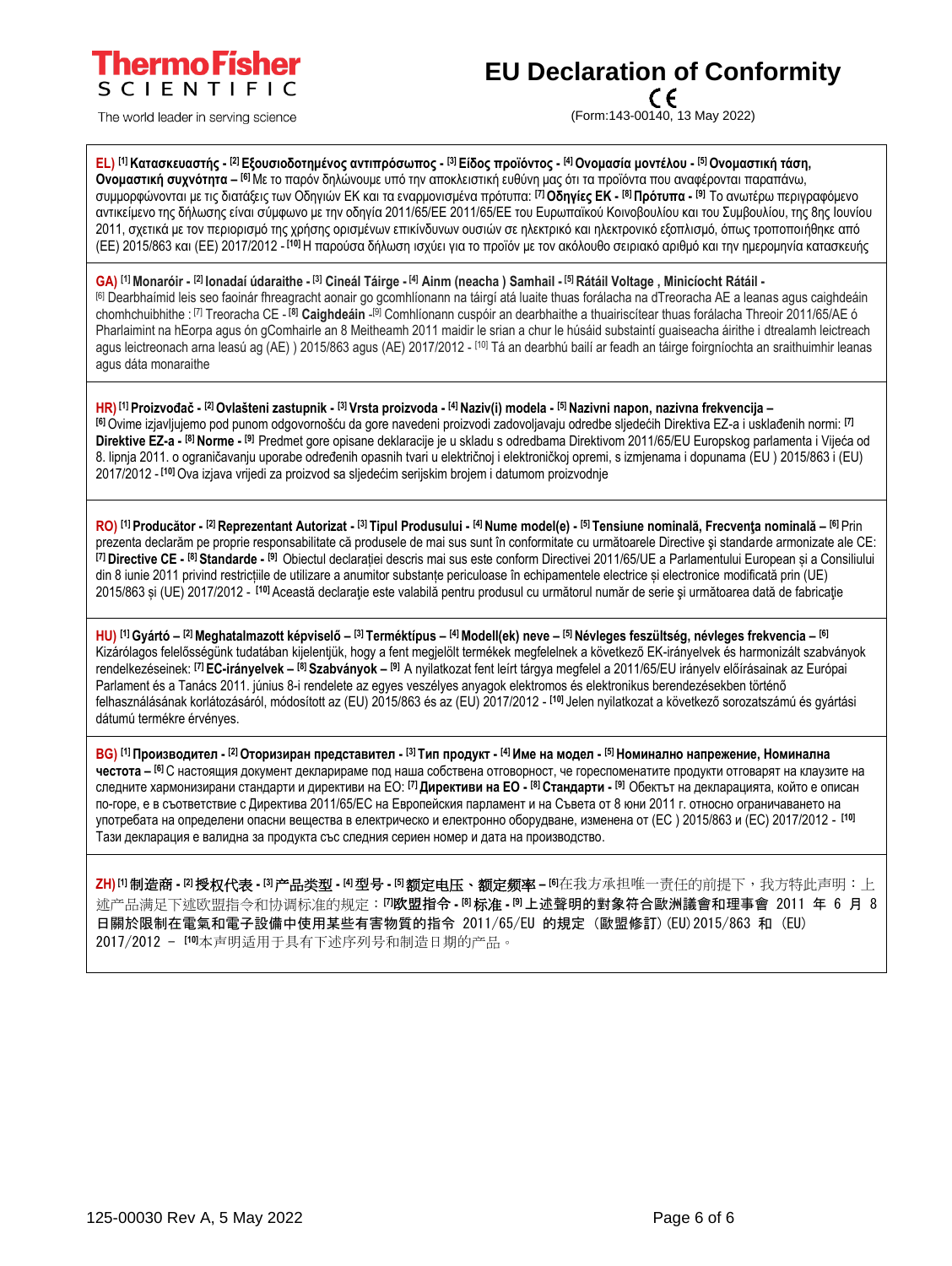# EU Declaration of Conformity

CE

(Form:143-00140, 13 May 2022)

**EL)** **[1] Κατασκευαστής - [2] Εξουσιοδοτημένος αντιπρόσωπος - [3] Είδος προϊόντος - [4] Ονομασία μοντέλου - [5] Ονομαστική τάση, Ονομαστική συχνότητα –** [6] Με το παρόν δηλώνουμε υπό την αποκλειστική ευθύνη μας ότι τα προϊόντα που αναφέρονται παραπάνω, συμμορφώνονται με τις διατάξεις των Οδηγιών ΕΚ και τα εναρμονισμένα πρότυπα: **[7] Οδηγίες ΕΚ - [8] Πρότυπα - [9]** Το ανωτέρω περιγραφόμενο αντικείμενο της δήλωσης είναι σύμφωνο με την οδηγία 2011/65/EE 2011/65/EE του Ευρωπαϊκού Κοινοβουλίου και του Συμβουλίου, της 8ης Ιουνίου 2011, σχετικά με τον περιορισμό της χρήσης ορισμένων επικίνδυνων ουσιών σε ηλεκτρικό και ηλεκτρονικό εξοπλισμό, όπως τροποποιήθηκε από (ΕΕ) 2015/863 και (ΕΕ) 2017/2012 - **[10]** Η παρούσα δήλωση ισχύει για το προϊόν με τον ακόλουθο σειριακό αριθμό και την ημερομηνία κατασκευής

**GA)** **[1] Monaróir - [2] Ionadaí údaraithe - [3] Cineál Táirge - [4] Ainm (neacha ) Samhail - [5] Rátáil Voltage , Minicíocht Rátáil -** [6] Dearbhaímid leis seo faoinár fhreagracht aonair go gcomhlíonann na táirgí atá luaite thuas forálacha na dTreoracha AE a leanas agus caighdeáin chomhchuibhithe : [7] Treoracha CE - **[8] Caighdeáin** -[9] Comhlíonann cuspóir an dearbhaithe a thuairiscítear thuas forálacha Threoir 2011/65/AE ó Pharlaimint na hEorpa agus ón gComhairle an 8 Meitheamh 2011 maidir le srian a chur le húsáid substaintí guaiseacha áirithe i dtrealamh leictreach agus leictreonach arna leasú ag (AE) ) 2015/863 agus (AE) 2017/2012 - [10] Tá an dearbhú bailí ar feadh an táirge foirgníochta an sraithuimhir leanas agus dáta monaraithe

**HR)** **[1] Proizvođač - [2] Ovlašteni zastupnik - [3] Vrsta proizvoda - [4] Naziv(i) modela - [5] Nazivni napon, nazivna frekvencija –** **[6]** Ovime izjavljujemo pod punom odgovornošću da gore navedeni proizvodi zadovoljavaju odredbe sljedećih Direktiva EZ-a i usklađenih normi: **[7] Direktive EZ-a - [8] Norme - [9]** Predmet gore opisane deklaracije je u skladu s odredbama Direktivom 2011/65/EU Europskog parlamenta i Vijeća od 8. lipnja 2011. o ograničavanju uporabe određenih opasnih tvari u električnoj i elektroničkoj opremi, s izmjenama i dopunama (EU ) 2015/863 i (EU) 2017/2012 - **[10]** Ova izjava vrijedi za proizvod sa sljedećim serijskim brojem i datumom proizvodnje

**RO)** **[1] Producător - [2] Reprezentant Autorizat - [3] Tipul Produsului - [4] Nume model(e) - [5] Tensiune nominală, Frecvenţa nominală – [6]** Prin prezenta declarăm pe proprie responsabilitate că produsele de mai sus sunt în conformitate cu următoarele Directive şi standarde armonizate ale CE: **[7] Directive CE - [8] Standarde - [9]** Obiectul declarației descris mai sus este conform Directivei 2011/65/UE a Parlamentului European și a Consiliului din 8 iunie 2011 privind restricțiile de utilizare a anumitor substanțe periculoase în echipamentele electrice și electronice modificată prin (UE) 2015/863 și (UE) 2017/2012 - **[10]** Această declaraţie este valabilă pentru produsul cu următorul număr de serie şi următoarea dată de fabricaţie

**HU)** **[1] Gyártó – [2] Meghatalmazott képviselő – [3] Terméktípus – [4] Modell(ek) neve – [5] Névleges feszültség, névleges frekvencia – [6]** Kizárólagos felelősségünk tudatában kijelentjük, hogy a fent megjelölt termékek megfelelnek a következő EK-irányelvek és harmonizált szabványok rendelkezéseinek: **[7] EK-irányelvek – [8] Szabványok – [9]** A nyilatkozat fent leírt tárgya megfelel a 2011/65/EU irányelv előírásainak az Európai Parlament és a Tanács 2011. június 8-i rendelete az egyes veszélyes anyagok elektromos és elektronikus berendezésekben történő felhasználásának korlátozásáról, módosított az (EU) 2015/863 és az (EU) 2017/2012 - **[10]** Jelen nyilatkozat a következő sorozatszámú és gyártási dátumú termékre érvényes.

**BG)** **[1] Производител - [2] Оторизиран представител - [3] Тип продукт - [4] Име на модел - [5] Номинално напрежение, Номинална честота – [6]** С настоящия документ декларираме под наша собствена отговорност, че гореспоменатите продукти отговарят на клаузите на следните хармонизирани стандарти и директиви на ЕО: **[7] Директиви на ЕО - [8] Стандарти - [9]** Обектът на декларацията, който е описан по-горе, е в съответствие с Директива 2011/65/ЕС на Европейския парламент и на Съвета от 8 юни 2011 г. относно ограничаването на употребата на определени опасни вещества в електрическо и електронно оборудване, изменена от (ЕС ) 2015/863 и (ЕС) 2017/2012 - **[10]** Тази декларация е валидна за продукта със следния сериен номер и дата на производство.

**ZH)** **[1] 制造商 - [2] 授权代表 - [3] 产品类型 - [4] 型号 - [5] 额定电压、额定频率 – [6]**在我方承担唯一责任的前提下，我方特此声明：上述产品满足下述欧盟指令和协调标准的规定：**[7]欧盟指令 - [8] 标准 - [9]** 上述聲明的對象符合歐洲議會和理事會 2011 年 6 月 8 日關於限制在電氣和電子設備中使用某些有害物質的指令 2011/65/EU 的規定（歐盟修訂）(EU) 2015/863 和 (EU) 2017/2012 – **[10]**本声明适用于具有下述序列号和制造日期的产品。

125-00030 Rev A, 5 May 2022